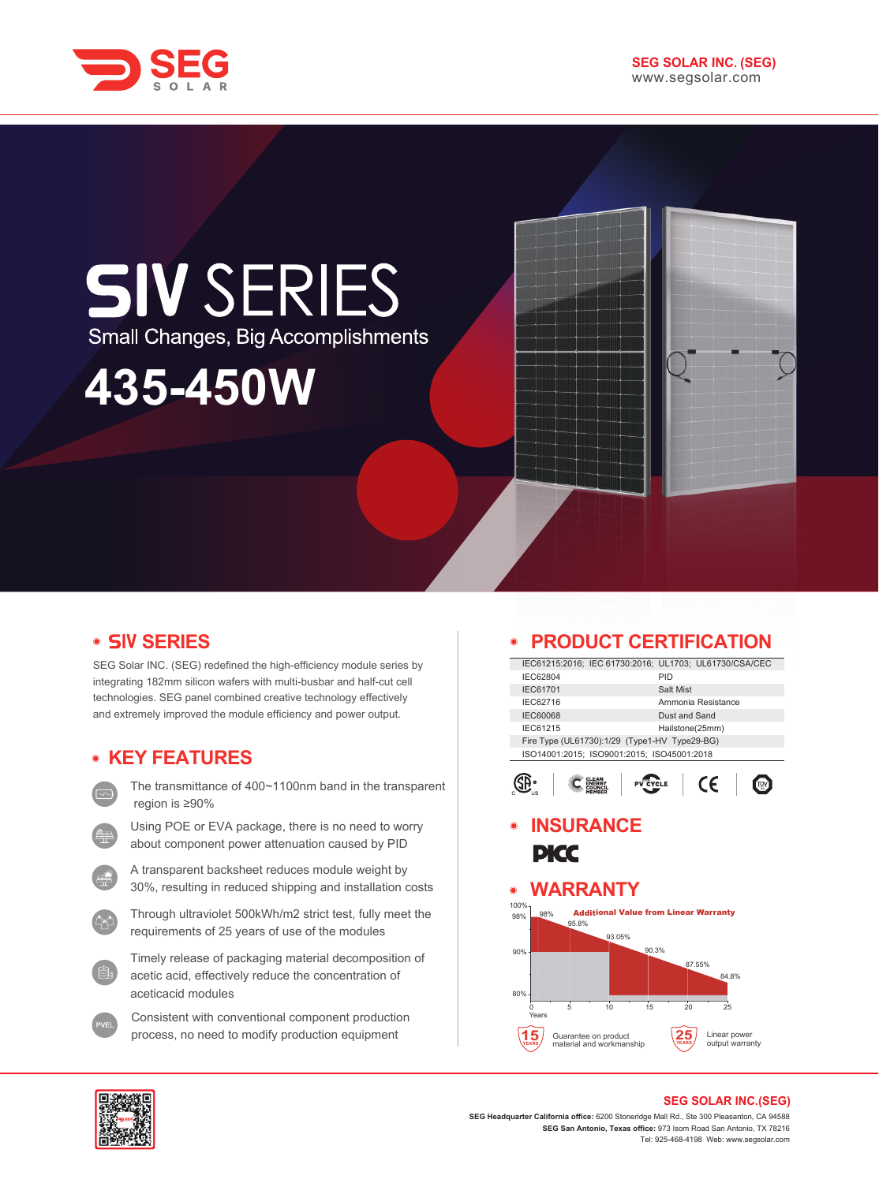SEG SOLAR INC. (SEG)
www.segsolar.com

# SIV SERIES

Small Changes, Big Accomplishments

# 435-450W

## SIV SERIES

SEG Solar INC. (SEG) redefined the high-efficiency module series by integrating 182mm silicon wafers with multi-busbar and half-cut cell technologies. SEG panel combined creative technology effectively and extremely improved the module efficiency and power output.

## KEY FEATURES

- The transmittance of 400~1100nm band in the transparent region is ≥90%
- Using POE or EVA package, there is no need to worry about component power attenuation caused by PID
- A transparent backsheet reduces module weight by 30%, resulting in reduced shipping and installation costs
- Through ultraviolet 500kWh/m2 strict test, fully meet the requirements of 25 years of use of the modules
- Timely release of packaging material decomposition of acetic acid, effectively reduce the concentration of aceticacid modules
- Consistent with conventional component production process, no need to modify production equipment

## PRODUCT CERTIFICATION

| | |
|---|---|
| IEC61215:2016; IEC 61730:2016; UL1703; UL61730/CSA/CEC | |
| IEC62804 | PID |
| IEC61701 | Salt Mist |
| IEC62716 | Ammonia Resistance |
| IEC60068 | Dust and Sand |
| IEC61215 | Hailstone(25mm) |
| Fire Type (UL61730):1/29 (Type1-HV Type29-BG) | |
| ISO14001:2015; ISO9001:2015; ISO45001:2018 | |

## INSURANCE

PICC

## WARRANTY

Additional Value from Linear Warranty

| Years | 0 | 1 | 5 | 10 | 15 | 20 | 25 |
|---|---|---|---|---|---|---|---|
| Power | 100% | 98% | 95.8% | 93.05% | 90.3% | 87.55% | 84.8% |

15 YEARS Guarantee on product material and workmanship

25 YEARS Linear power output warranty

**SEG SOLAR INC.(SEG)**

**SEG Headquarter California office:** 6200 Stoneridge Mall Rd., Ste 300 Pleasanton, CA 94588
**SEG San Antonio, Texas office:** 973 Isom Road San Antonio, TX 78216
Tel: 925-468-4198 Web: www.segsolar.com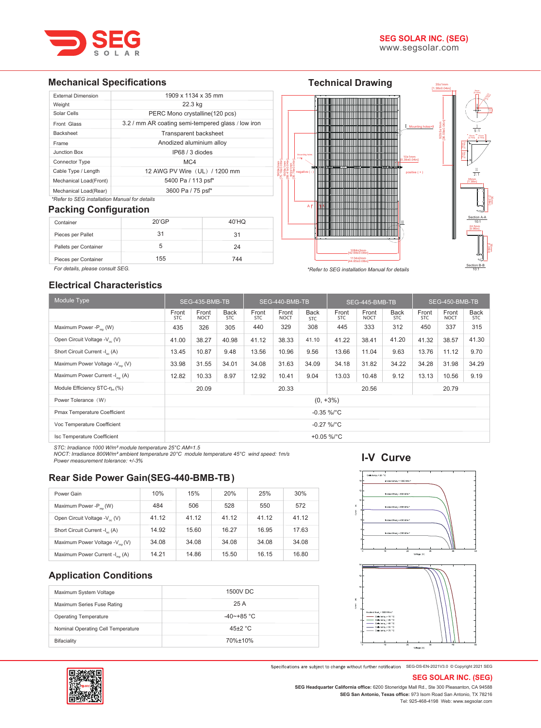SEG SOLAR INC. (SEG)
www.segsolar.com

## Mechanical Specifications

| | |
|---|---|
| External Dimension | 1909 x 1134 x 35 mm |
| Weight | 22.3 kg |
| Solar Cells | PERC Mono crystalline(120 pcs) |
| Front Glass | 3.2 / mm AR coating semi-tempered glass / low iron |
| Backsheet | Transparent backsheet |
| Frame | Anodized aluminium alloy |
| Junction Box | IP68 / 3 diodes |
| Connector Type | MC4 |
| Cable Type / Length | 12 AWG PV Wire（UL） / 1200 mm |
| Mechanical Load(Front) | 5400 Pa / 113 psf* |
| Mechanical Load(Rear) | 3600 Pa / 75 psf* |

*Refer to SEG installation Manual for details

## Packing Configuration

| Container | 20'GP | 40'HQ |
|---|---|---|
| Pieces per Pallet | 31 | 31 |
| Pallets per Container | 5 | 24 |
| Pieces per Container | 155 | 744 |

*For details, please consult SEG.*

## Technical Drawing

*Refer to SEG installation Manual for details

## Electrical Characteristics

| Module Type | SEG-435-BMB-TB | | | SEG-440-BMB-TB | | | SEG-445-BMB-TB | | | SEG-450-BMB-TB | | |
|---|---|---|---|---|---|---|---|---|---|---|---|---|
| | Front STC | Front NOCT | Back STC | Front STC | Front NOCT | Back STC | Front STC | Front NOCT | Back STC | Front STC | Front NOCT | Back STC |
| Maximum Power -$P_{mp}$ (W) | 435 | 326 | 305 | 440 | 329 | 308 | 445 | 333 | 312 | 450 | 337 | 315 |
| Open Circuit Voltage -$V_{oc}$ (V) | 41.00 | 38.27 | 40.98 | 41.12 | 38.33 | 41.10 | 41.22 | 38.41 | 41.20 | 41.32 | 38.57 | 41.30 |
| Short Circuit Current -$I_{sc}$ (A) | 13.45 | 10.87 | 9.48 | 13.56 | 10.96 | 9.56 | 13.66 | 11.04 | 9.63 | 13.76 | 11.12 | 9.70 |
| Maximum Power Voltage -$V_{mp}$ (V) | 33.98 | 31.55 | 34.01 | 34.08 | 31.63 | 34.09 | 34.18 | 31.82 | 34.22 | 34.28 | 31.98 | 34.29 |
| Maximum Power Current -$I_{mp}$ (A) | 12.82 | 10.33 | 8.97 | 12.92 | 10.41 | 9.04 | 13.03 | 10.48 | 9.12 | 13.13 | 10.56 | 9.19 |
| Module Efficiency STC-$\eta_m$ (%) | 20.09 | | | 20.33 | | | 20.56 | | | 20.79 | | |
| Power Tolerance（W） | (0, +3%) | | | | | | | | | | | |
| Pmax Temperature Coefficient | -0.35 %/°C | | | | | | | | | | | |
| Voc Temperature Coefficient | -0.27 %/°C | | | | | | | | | | | |
| Isc Temperature Coefficient | +0.05 %/°C | | | | | | | | | | | |

*STC: Irradiance 1000 W/m² module temperature 25°C AM=1.5*
*NOCT: Irradiance 800W/m² ambient temperature 20°C module temperature 45°C wind speed: 1m/s*
*Power measurement tolerance: +/-3%*

## Rear Side Power Gain(SEG-440-BMB-TB)

| Power Gain | 10% | 15% | 20% | 25% | 30% |
|---|---|---|---|---|---|
| Maximum Power -$P_{mp}$ (W) | 484 | 506 | 528 | 550 | 572 |
| Open Circuit Voltage -$V_{oc}$ (V) | 41.12 | 41.12 | 41.12 | 41.12 | 41.12 |
| Short Circuit Current -$I_{sc}$ (A) | 14.92 | 15.60 | 16.27 | 16.95 | 17.63 |
| Maximum Power Voltage -$V_{mp}$ (V) | 34.08 | 34.08 | 34.08 | 34.08 | 34.08 |
| Maximum Power Current -$I_{mp}$ (A) | 14.21 | 14.86 | 15.50 | 16.15 | 16.80 |

## I-V Curve

## Application Conditions

| | |
|---|---|
| Maximum System Voltage | 1500V DC |
| Maximum Series Fuse Rating | 25 A |
| Operating Temperature | -40~+85 °C |
| Nominal Operating Cell Temperature | 45±2 °C |
| Bifaciality | 70%±10% |

Specifications are subject to change without further notification SEG-DS-EN-2021V3.0 © Copyright 2021 SEG

**SEG SOLAR INC. (SEG)**

**SEG Headquarter California office:** 6200 Stoneridge Mall Rd., Ste 300 Pleasanton, CA 94588
**SEG San Antonio, Texas office:** 973 Isom Road San Antonio, TX 78216
Tel: 925-468-4198 Web: www.segsolar.com